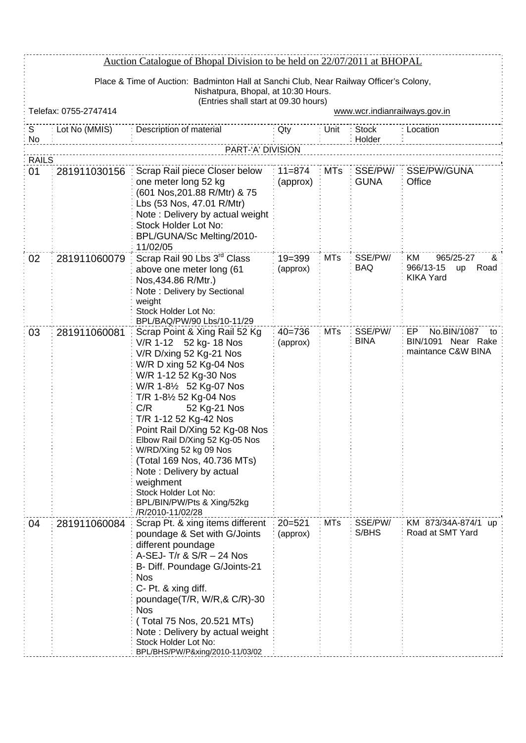# Auction Catalogue of Bhopal Division to be held on 22/07/2011 at BHOPAL

Place & Time of Auction: Badminton Hall at Sanchi Club, Near Railway Officer's Colony, Nishatpura, Bhopal, at 10:30 Hours.
(Entries shall start at 09.30 hours)

Telefax: 0755-2747414 www.wcr.indianrailways.gov.in

| S No | Lot No (MMIS) | Description of material | Qty | Unit | Stock Holder | Location |
|---|---|---|---|---|---|---|
| | | PART-'A' DIVISION | | | | |
| RAILS | | | | | | |
| 01 | 281911030156 | Scrap Rail piece Closer below one meter long 52 kg (601 Nos,201.88 R/Mtr) & 75 Lbs (53 Nos, 47.01 R/Mtr)<br>Note : Delivery by actual weight<br>Stock Holder Lot No: BPL/GUNA/Sc Melting/2010-11/02/05 | 11=874 (approx) | MTs | SSE/PW/ GUNA | SSE/PW/GUNA Office |
| 02 | 281911060079 | Scrap Rail 90 Lbs 3rd Class above one meter long (61 Nos,434.86 R/Mtr.)<br>Note : Delivery by Sectional weight<br>Stock Holder Lot No: BPL/BAQ/PW/90 Lbs/10-11/29 | 19=399 (approx) | MTs | SSE/PW/ BAQ | KM 965/25-27 & 966/13-15 up Road KIKA Yard |
| 03 | 281911060081 | Scrap Point & Xing Rail 52 Kg<br>V/R 1-12 52 kg- 18 Nos<br>V/R D/xing 52 Kg-21 Nos<br>W/R D xing 52 Kg-04 Nos<br>W/R 1-12 52 Kg-30 Nos<br>W/R 1-8½ 52 Kg-07 Nos<br>T/R 1-8½ 52 Kg-04 Nos<br>C/R 52 Kg-21 Nos<br>T/R 1-12 52 Kg-42 Nos<br>Point Rail D/Xing 52 Kg-08 Nos<br>Elbow Rail D/Xing 52 Kg-05 Nos<br>W/RD/Xing 52 kg 09 Nos<br>(Total 169 Nos, 40.736 MTs)<br>Note : Delivery by actual weighment<br>Stock Holder Lot No: BPL/BIN/PW/Pts & Xing/52kg /R/2010-11/02/28 | 40=736 (approx) | MTs | SSE/PW/ BINA | EP No.BIN/1087 to BIN/1091 Near Rake maintance C&W BINA |
| 04 | 281911060084 | Scrap Pt. & xing items different poundage & Set with G/Joints different poundage<br>A-SEJ- T/r & S/R – 24 Nos<br>B- Diff. Poundage G/Joints-21 Nos<br>C- Pt. & xing diff. poundage(T/R, W/R,& C/R)-30 Nos<br>( Total 75 Nos, 20.521 MTs)<br>Note : Delivery by actual weight<br>Stock Holder Lot No: BPL/BHS/PW/P&xing/2010-11/03/02 | 20=521 (approx) | MTs | SSE/PW/ S/BHS | KM 873/34A-874/1 up Road at SMT Yard |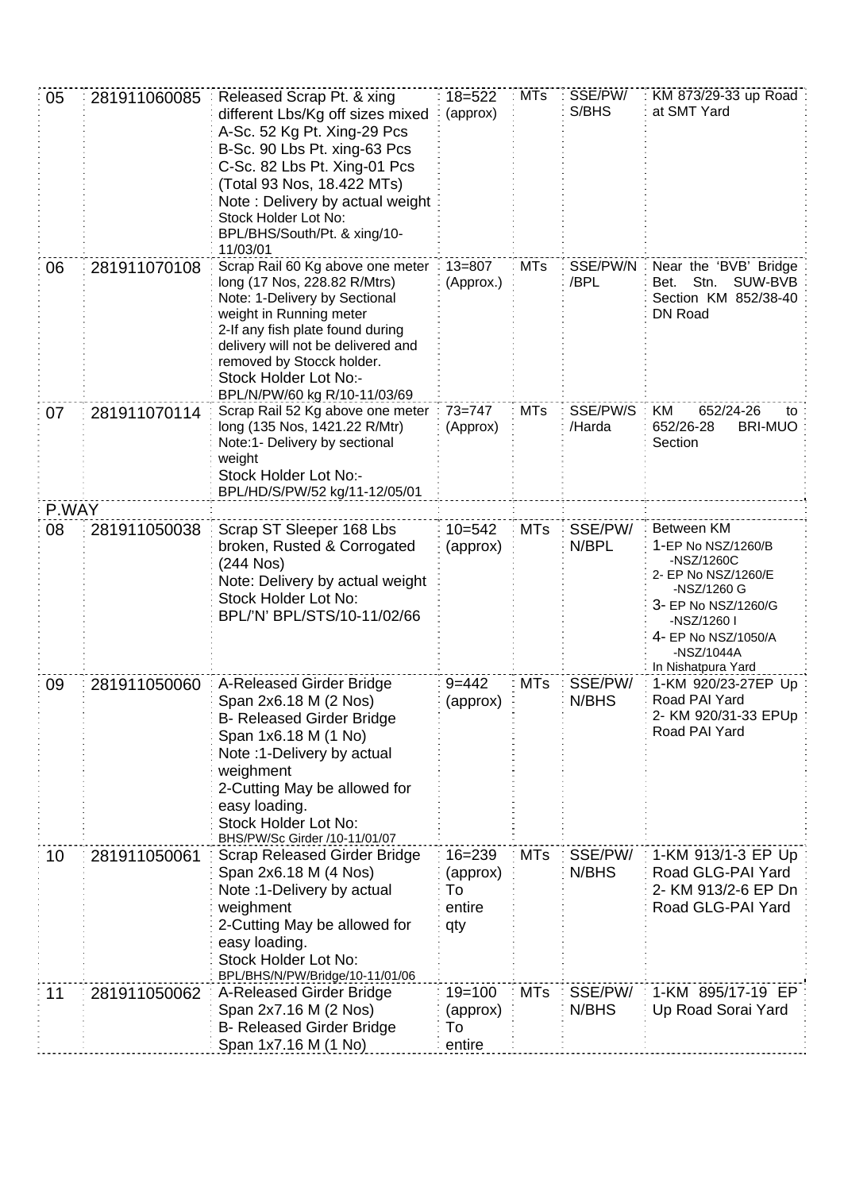| | | | | | | |
|---|---|---|---|---|---|---|
| 05 | 281911060085 | Released Scrap Pt. & xing different Lbs/Kg off sizes mixed A-Sc. 52 Kg Pt. Xing-29 Pcs B-Sc. 90 Lbs Pt. xing-63 Pcs C-Sc. 82 Lbs Pt. Xing-01 Pcs (Total 93 Nos, 18.422 MTs) Note : Delivery by actual weight Stock Holder Lot No: BPL/BHS/South/Pt. & xing/10-11/03/01 | 18=522 (approx) | MTs | SSE/PW/ S/BHS | KM 873/29-33 up Road at SMT Yard |
| 06 | 281911070108 | Scrap Rail 60 Kg above one meter long (17 Nos, 228.82 R/Mtrs) Note: 1-Delivery by Sectional weight in Running meter 2-If any fish plate found during delivery will not be delivered and removed by Stocck holder. Stock Holder Lot No:- BPL/N/PW/60 kg R/10-11/03/69 | 13=807 (Approx.) | MTs | SSE/PW/N /BPL | Near the 'BVB' Bridge Bet. Stn. SUW-BVB Section KM 852/38-40 DN Road |
| 07 | 281911070114 | Scrap Rail 52 Kg above one meter long (135 Nos, 1421.22 R/Mtr) Note:1- Delivery by sectional weight Stock Holder Lot No:- BPL/HD/S/PW/52 kg/11-12/05/01 | 73=747 (Approx) | MTs | SSE/PW/S /Harda | KM 652/24-26 to 652/26-28 BRI-MUO Section |
| P.WAY | | | | | | |
| 08 | 281911050038 | Scrap ST Sleeper 168 Lbs broken, Rusted & Corrogated (244 Nos) Note: Delivery by actual weight Stock Holder Lot No: BPL/'N' BPL/STS/10-11/02/66 | 10=542 (approx) | MTs | SSE/PW/ N/BPL | Between KM 1-EP No NSZ/1260/B -NSZ/1260C 2- EP No NSZ/1260/E -NSZ/1260 G 3- EP No NSZ/1260/G -NSZ/1260 I 4- EP No NSZ/1050/A -NSZ/1044A In Nishatpura Yard |
| 09 | 281911050060 | A-Released Girder Bridge Span 2x6.18 M (2 Nos) B- Released Girder Bridge Span 1x6.18 M (1 No) Note :1-Delivery by actual weighment 2-Cutting May be allowed for easy loading. Stock Holder Lot No: BHS/PW/Sc Girder /10-11/01/07 | 9=442 (approx) | MTs | SSE/PW/ N/BHS | 1-KM 920/23-27EP Up Road PAI Yard 2- KM 920/31-33 EPUp Road PAI Yard |
| 10 | 281911050061 | Scrap Released Girder Bridge Span 2x6.18 M (4 Nos) Note :1-Delivery by actual weighment 2-Cutting May be allowed for easy loading. Stock Holder Lot No: BPL/BHS/N/PW/Bridge/10-11/01/06 | 16=239 (approx) To entire qty | MTs | SSE/PW/ N/BHS | 1-KM 913/1-3 EP Up Road GLG-PAI Yard 2- KM 913/2-6 EP Dn Road GLG-PAI Yard |
| 11 | 281911050062 | A-Released Girder Bridge Span 2x7.16 M (2 Nos) B- Released Girder Bridge Span 1x7.16 M (1 No) | 19=100 (approx) To entire | MTs | SSE/PW/ N/BHS | 1-KM 895/17-19 EP Up Road Sorai Yard |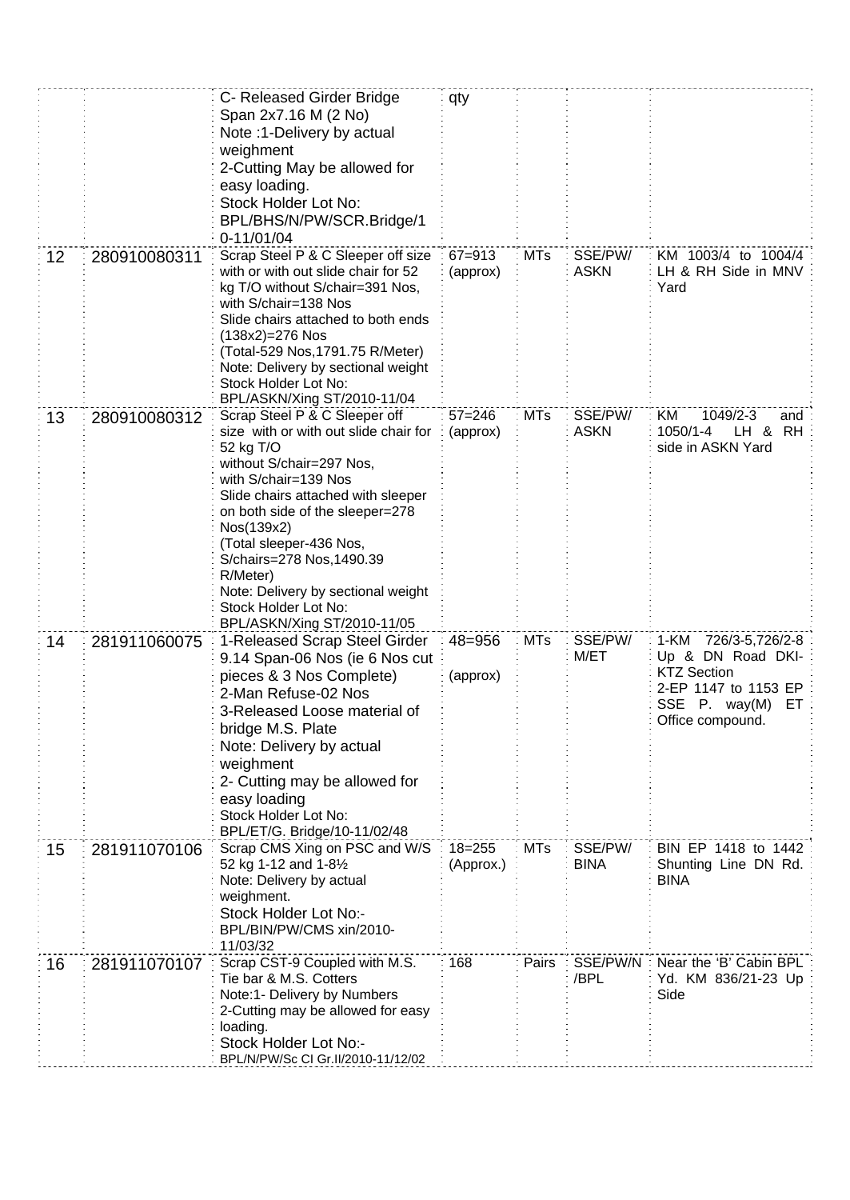| | | | | | | |
|---|---|---|---|---|---|---|
| | | C- Released Girder Bridge Span 2x7.16 M (2 No)<br>Note :1-Delivery by actual weighment<br>2-Cutting May be allowed for easy loading.<br>Stock Holder Lot No: BPL/BHS/N/PW/SCR.Bridge/10-11/01/04 | qty | | | |
| 12 | 280910080311 | Scrap Steel P & C Sleeper off size with or with out slide chair for 52 kg T/O without S/chair=391 Nos, with S/chair=138 Nos<br>Slide chairs attached to both ends (138x2)=276 Nos<br>(Total-529 Nos,1791.75 R/Meter)<br>Note: Delivery by sectional weight<br>Stock Holder Lot No: BPL/ASKN/Xing ST/2010-11/04 | 67=913 (approx) | MTs | SSE/PW/ASKN | KM 1003/4 to 1004/4 LH & RH Side in MNV Yard |
| 13 | 280910080312 | Scrap Steel P & C Sleeper off size with or with out slide chair for 52 kg T/O<br>without S/chair=297 Nos,<br>with S/chair=139 Nos<br>Slide chairs attached with sleeper on both side of the sleeper=278 Nos(139x2)<br>(Total sleeper-436 Nos, S/chairs=278 Nos,1490.39 R/Meter)<br>Note: Delivery by sectional weight<br>Stock Holder Lot No: BPL/ASKN/Xing ST/2010-11/05 | 57=246 (approx) | MTs | SSE/PW/ASKN | KM 1049/2-3 and 1050/1-4 LH & RH side in ASKN Yard |
| 14 | 281911060075 | 1-Released Scrap Steel Girder 9.14 Span-06 Nos (ie 6 Nos cut pieces & 3 Nos Complete)<br>2-Man Refuse-02 Nos<br>3-Released Loose material of bridge M.S. Plate<br>Note: Delivery by actual weighment<br>2- Cutting may be allowed for easy loading<br>Stock Holder Lot No: BPL/ET/G. Bridge/10-11/02/48 | 48=956<br><br>(approx) | MTs | SSE/PW/M/ET | 1-KM 726/3-5,726/2-8 Up & DN Road DKI-KTZ Section<br>2-EP 1147 to 1153 EP SSE P. way(M) ET Office compound. |
| 15 | 281911070106 | Scrap CMS Xing on PSC and W/S 52 kg 1-12 and 1-8½<br>Note: Delivery by actual weighment.<br>Stock Holder Lot No:- BPL/BIN/PW/CMS xin/2010-11/03/32 | 18=255 (Approx.) | MTs | SSE/PW/BINA | BIN EP 1418 to 1442 Shunting Line DN Rd. BINA |
| 16 | 281911070107 | Scrap CST-9 Coupled with M.S. Tie bar & M.S. Cotters<br>Note:1- Delivery by Numbers<br>2-Cutting may be allowed for easy loading.<br>Stock Holder Lot No:- BPL/N/PW/Sc CI Gr.II/2010-11/12/02 | 168 | Pairs | SSE/PW/N/BPL | Near the 'B' Cabin BPL Yd. KM 836/21-23 Up Side |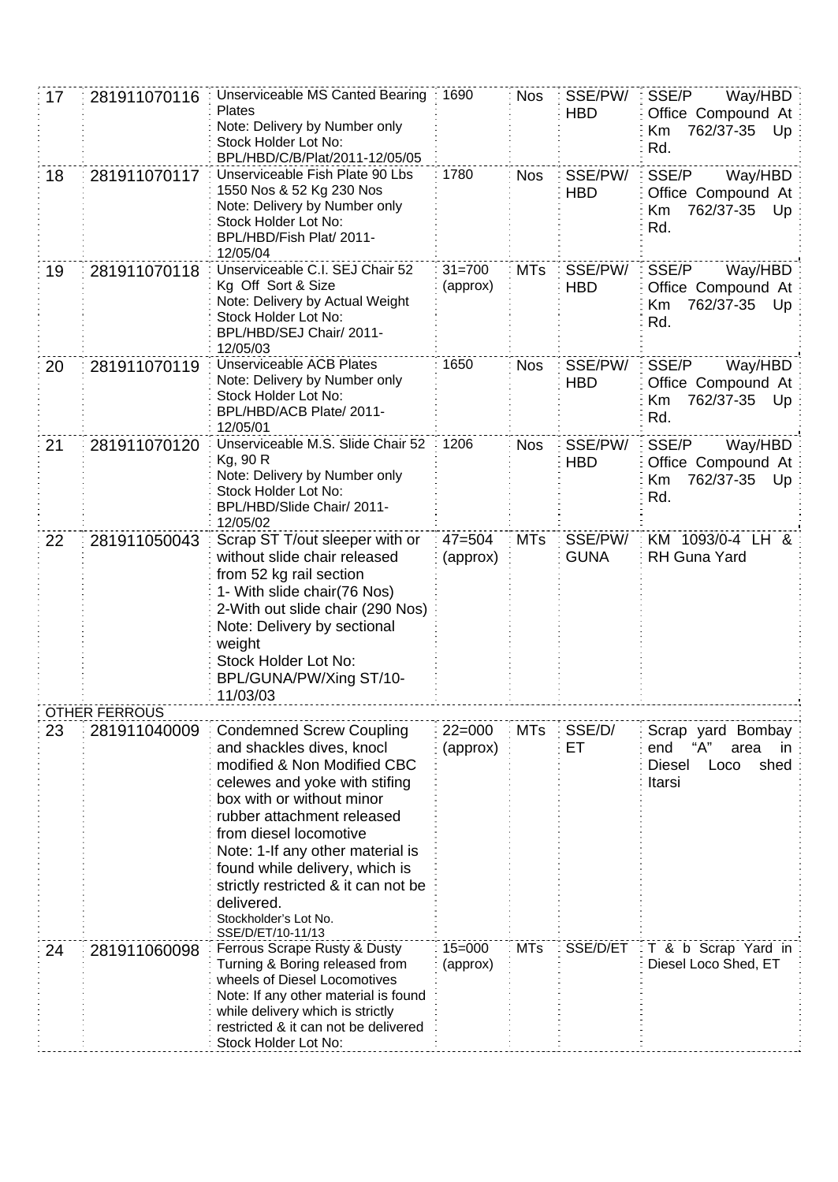| | | | | | | |
|---|---|---|---|---|---|---|
| 17 | 281911070116 | Unserviceable MS Canted Bearing Plates<br>Note: Delivery by Number only<br>Stock Holder Lot No: BPL/HBD/C/B/Plat/2011-12/05/05 | 1690 | Nos | SSE/PW/HBD | SSE/P Way/HBD Office Compound At Km 762/37-35 Up Rd. |
| 18 | 281911070117 | Unserviceable Fish Plate 90 Lbs 1550 Nos & 52 Kg 230 Nos<br>Note: Delivery by Number only<br>Stock Holder Lot No: BPL/HBD/Fish Plat/ 2011-12/05/04 | 1780 | Nos | SSE/PW/HBD | SSE/P Way/HBD Office Compound At Km 762/37-35 Up Rd. |
| 19 | 281911070118 | Unserviceable C.I. SEJ Chair 52 Kg Off Sort & Size<br>Note: Delivery by Actual Weight<br>Stock Holder Lot No: BPL/HBD/SEJ Chair/ 2011-12/05/03 | 31=700 (approx) | MTs | SSE/PW/HBD | SSE/P Way/HBD Office Compound At Km 762/37-35 Up Rd. |
| 20 | 281911070119 | Unserviceable ACB Plates<br>Note: Delivery by Number only<br>Stock Holder Lot No: BPL/HBD/ACB Plate/ 2011-12/05/01 | 1650 | Nos | SSE/PW/HBD | SSE/P Way/HBD Office Compound At Km 762/37-35 Up Rd. |
| 21 | 281911070120 | Unserviceable M.S. Slide Chair 52 Kg, 90 R<br>Note: Delivery by Number only<br>Stock Holder Lot No: BPL/HBD/Slide Chair/ 2011-12/05/02 | 1206 | Nos | SSE/PW/HBD | SSE/P Way/HBD Office Compound At Km 762/37-35 Up Rd. |
| 22 | 281911050043 | Scrap ST T/out sleeper with or without slide chair released from 52 kg rail section<br>1- With slide chair(76 Nos)<br>2-With out slide chair (290 Nos)<br>Note: Delivery by sectional weight<br>Stock Holder Lot No: BPL/GUNA/PW/Xing ST/10-11/03/03 | 47=504 (approx) | MTs | SSE/PW/GUNA | KM 1093/0-4 LH & RH Guna Yard |
| OTHER FERROUS | | | | | | |
| 23 | 281911040009 | Condemned Screw Coupling and shackles dives, knocl modified & Non Modified CBC celewes and yoke with stifing box with or without minor rubber attachment released from diesel locomotive<br>Note: 1-If any other material is found while delivery, which is strictly restricted & it can not be delivered.<br>Stockholder's Lot No. SSE/D/ET/10-11/13 | 22=000 (approx) | MTs | SSE/D/ET | Scrap yard Bombay end "A" area in Diesel Loco shed Itarsi |
| 24 | 281911060098 | Ferrous Scrape Rusty & Dusty Turning & Boring released from wheels of Diesel Locomotives<br>Note: If any other material is found while delivery which is strictly restricted & it can not be delivered<br>Stock Holder Lot No: | 15=000 (approx) | MTs | SSE/D/ET | T & b Scrap Yard in Diesel Loco Shed, ET |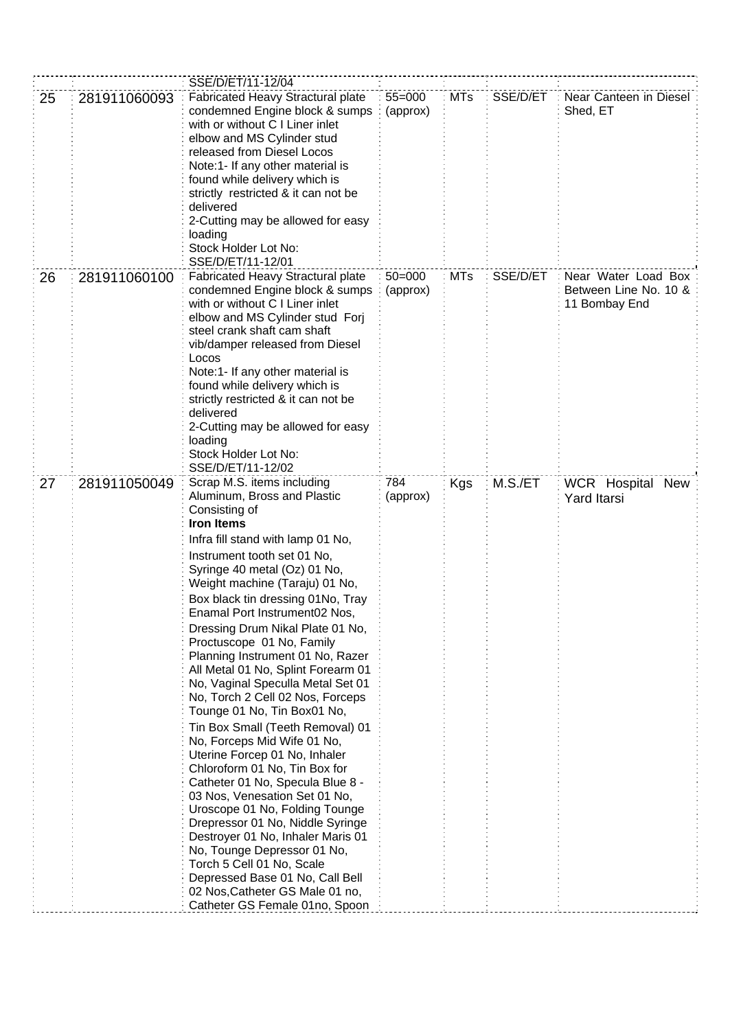| | | | | | | |
|---|---|---|---|---|---|---|
| | | SSE/D/ET/11-12/04 | | | | |
| 25 | 281911060093 | Fabricated Heavy Stractural plate condemned Engine block & sumps with or without C I Liner inlet elbow and MS Cylinder stud released from Diesel Locos<br>Note:1- If any other material is found while delivery which is strictly restricted & it can not be delivered<br>2-Cutting may be allowed for easy loading<br>Stock Holder Lot No: SSE/D/ET/11-12/01 | 55=000 (approx) | MTs | SSE/D/ET | Near Canteen in Diesel Shed, ET |
| 26 | 281911060100 | Fabricated Heavy Stractural plate condemned Engine block & sumps with or without C I Liner inlet elbow and MS Cylinder stud Forj steel crank shaft cam shaft vib/damper released from Diesel Locos<br>Note:1- If any other material is found while delivery which is strictly restricted & it can not be delivered<br>2-Cutting may be allowed for easy loading<br>Stock Holder Lot No: SSE/D/ET/11-12/02 | 50=000 (approx) | MTs | SSE/D/ET | Near Water Load Box Between Line No. 10 & 11 Bombay End |
| 27 | 281911050049 | Scrap M.S. items including Aluminum, Bross and Plastic Consisting of<br>**Iron Items**<br>Infra fill stand with lamp 01 No,<br>Instrument tooth set 01 No,<br>Syringe 40 metal (Oz) 01 No,<br>Weight machine (Taraju) 01 No,<br>Box black tin dressing 01No, Tray Enamal Port Instrument02 Nos,<br>Dressing Drum Nikal Plate 01 No, Proctuscope 01 No, Family Planning Instrument 01 No, Razer All Metal 01 No, Splint Forearm 01 No, Vaginal Speculla Metal Set 01 No, Torch 2 Cell 02 Nos, Forceps Tounge 01 No, Tin Box01 No,<br>Tin Box Small (Teeth Removal) 01 No, Forceps Mid Wife 01 No, Uterine Forcep 01 No, Inhaler Chloroform 01 No, Tin Box for Catheter 01 No, Specula Blue 8 - 03 Nos, Venesation Set 01 No, Uroscope 01 No, Folding Tounge Drepressor 01 No, Niddle Syringe Destroyer 01 No, Inhaler Maris 01 No, Tounge Depressor 01 No, Torch 5 Cell 01 No, Scale Depressed Base 01 No, Call Bell 02 Nos,Catheter GS Male 01 no, Catheter GS Female 01no, Spoon | 784 (approx) | Kgs | M.S./ET | WCR Hospital New Yard Itarsi |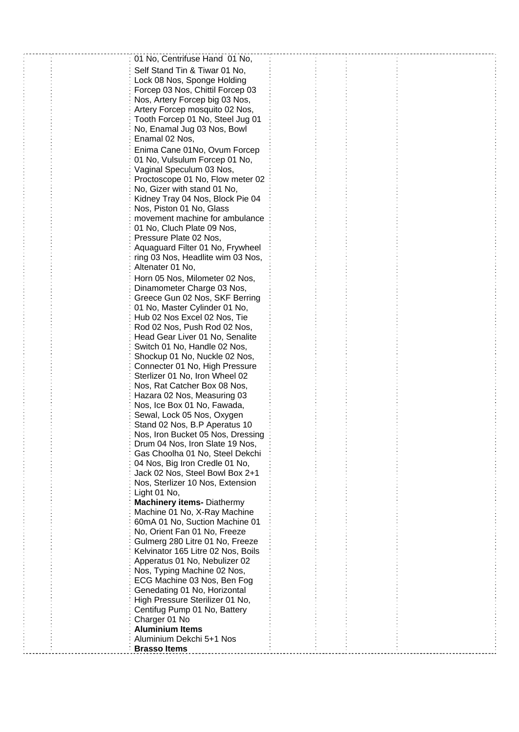| | | | | | | |
|---|---|---|---|---|---|---|
| | | 01 No, Centrifuse Hand 01 No,<br>Self Stand Tin & Tiwar 01 No, Lock 08 Nos, Sponge Holding Forcep 03 Nos, Chittil Forcep 03 Nos, Artery Forcep big 03 Nos, Artery Forcep mosquito 02 Nos, Tooth Forcep 01 No, Steel Jug 01 No, Enamal Jug 03 Nos, Bowl Enamal 02 Nos,<br>Enima Cane 01No, Ovum Forcep 01 No, Vulsulum Forcep 01 No, Vaginal Speculum 03 Nos, Proctoscope 01 No, Flow meter 02 No, Gizer with stand 01 No, Kidney Tray 04 Nos, Block Pie 04 Nos, Piston 01 No, Glass movement machine for ambulance 01 No, Cluch Plate 09 Nos, Pressure Plate 02 Nos, Aquaguard Filter 01 No, Frywheel ring 03 Nos, Headlite wim 03 Nos, Altenater 01 No,<br>Horn 05 Nos, Milometer 02 Nos, Dinamometer Charge 03 Nos, Greece Gun 02 Nos, SKF Berring 01 No, Master Cylinder 01 No, Hub 02 Nos Excel 02 Nos, Tie Rod 02 Nos, Push Rod 02 Nos, Head Gear Liver 01 No, Senalite Switch 01 No, Handle 02 Nos, Shockup 01 No, Nuckle 02 Nos, Connecter 01 No, High Pressure Sterlizer 01 No, Iron Wheel 02 Nos, Rat Catcher Box 08 Nos, Hazara 02 Nos, Measuring 03 Nos, Ice Box 01 No, Fawada, Sewal, Lock 05 Nos, Oxygen Stand 02 Nos, B.P Aperatus 10 Nos, Iron Bucket 05 Nos, Dressing Drum 04 Nos, Iron Slate 19 Nos, Gas Choolha 01 No, Steel Dekchi 04 Nos, Big Iron Credle 01 No, Jack 02 Nos, Steel Bowl Box 2+1 Nos, Sterlizer 10 Nos, Extension Light 01 No,<br>**Machinery items-** Diathermy Machine 01 No, X-Ray Machine 60mA 01 No, Suction Machine 01 No, Orient Fan 01 No, Freeze Gulmerg 280 Litre 01 No, Freeze Kelvinator 165 Litre 02 Nos, Boils Apperatus 01 No, Nebulizer 02 Nos, Typing Machine 02 Nos, ECG Machine 03 Nos, Ben Fog Genedating 01 No, Horizontal High Pressure Sterilizer 01 No, Centifug Pump 01 No, Battery Charger 01 No<br>**Aluminium Items**<br>Aluminium Dekchi 5+1 Nos<br>**Brasso Items** | | | | |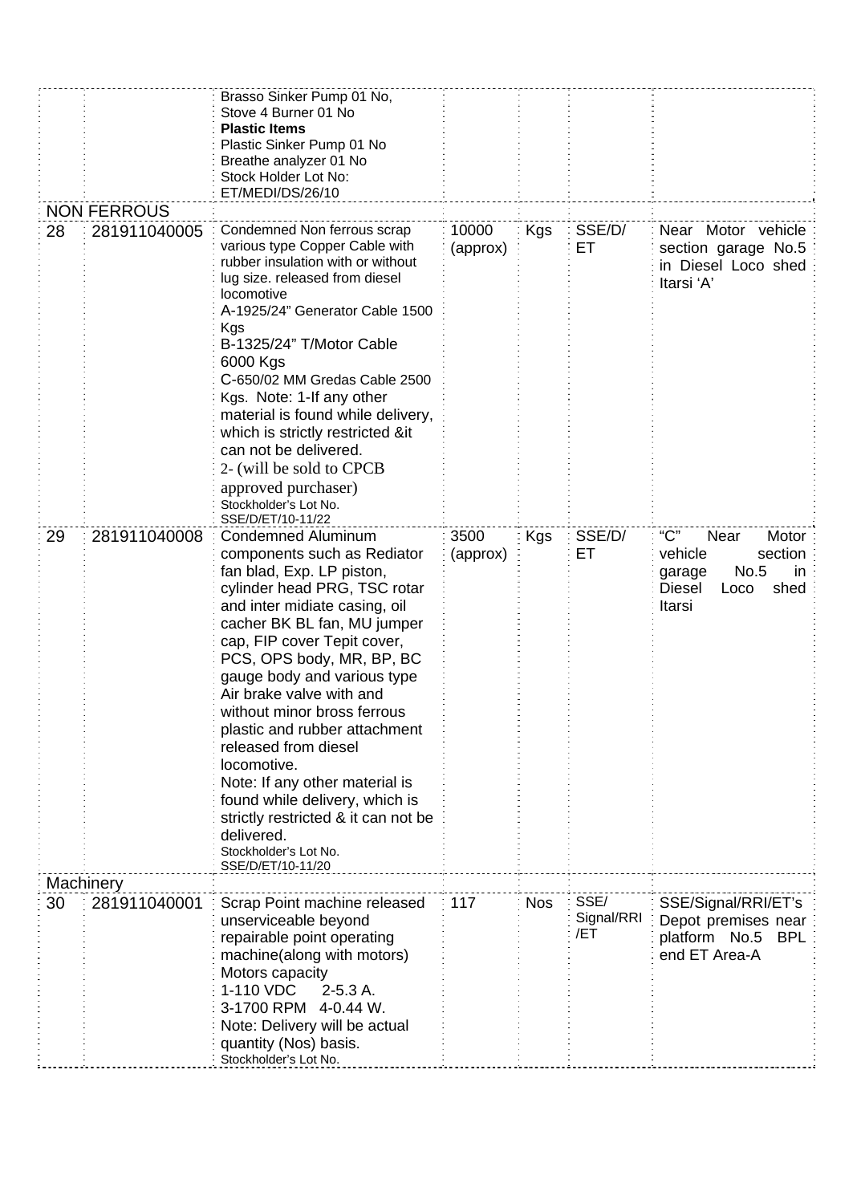| | | | | | | |
|---|---|---|---|---|---|---|
| | | Brasso Sinker Pump 01 No, Stove 4 Burner 01 No **Plastic Items** Plastic Sinker Pump 01 No Breathe analyzer 01 No Stock Holder Lot No: ET/MEDI/DS/26/10 | | | | |
| NON FERROUS | | | | | | |
| 28 | 281911040005 | Condemned Non ferrous scrap various type Copper Cable with rubber insulation with or without lug size. released from diesel locomotive A-1925/24" Generator Cable 1500 Kgs B-1325/24" T/Motor Cable 6000 Kgs C-650/02 MM Gredas Cable 2500 Kgs. Note: 1-If any other material is found while delivery, which is strictly restricted &it can not be delivered. 2- (will be sold to CPCB approved purchaser) Stockholder's Lot No. SSE/D/ET/10-11/22 | 10000 (approx) | Kgs | SSE/D/ET | Near Motor vehicle section garage No.5 in Diesel Loco shed Itarsi 'A' |
| 29 | 281911040008 | Condemned Aluminum components such as Rediator fan blad, Exp. LP piston, cylinder head PRG, TSC rotar and inter midiate casing, oil cacher BK BL fan, MU jumper cap, FIP cover Tepit cover, PCS, OPS body, MR, BP, BC gauge body and various type Air brake valve with and without minor bross ferrous plastic and rubber attachment released from diesel locomotive. Note: If any other material is found while delivery, which is strictly restricted & it can not be delivered. Stockholder's Lot No. SSE/D/ET/10-11/20 | 3500 (approx) | Kgs | SSE/D/ET | "C" Near Motor vehicle section garage No.5 in Diesel Loco shed Itarsi |
| Machinery | | | | | | |
| 30 | 281911040001 | Scrap Point machine released unserviceable beyond repairable point operating machine(along with motors) Motors capacity 1-110 VDC 2-5.3 A. 3-1700 RPM 4-0.44 W. Note: Delivery will be actual quantity (Nos) basis. Stockholder's Lot No. | 117 | Nos | SSE/Signal/RRI/ET | SSE/Signal/RRI/ET's Depot premises near platform No.5 BPL end ET Area-A |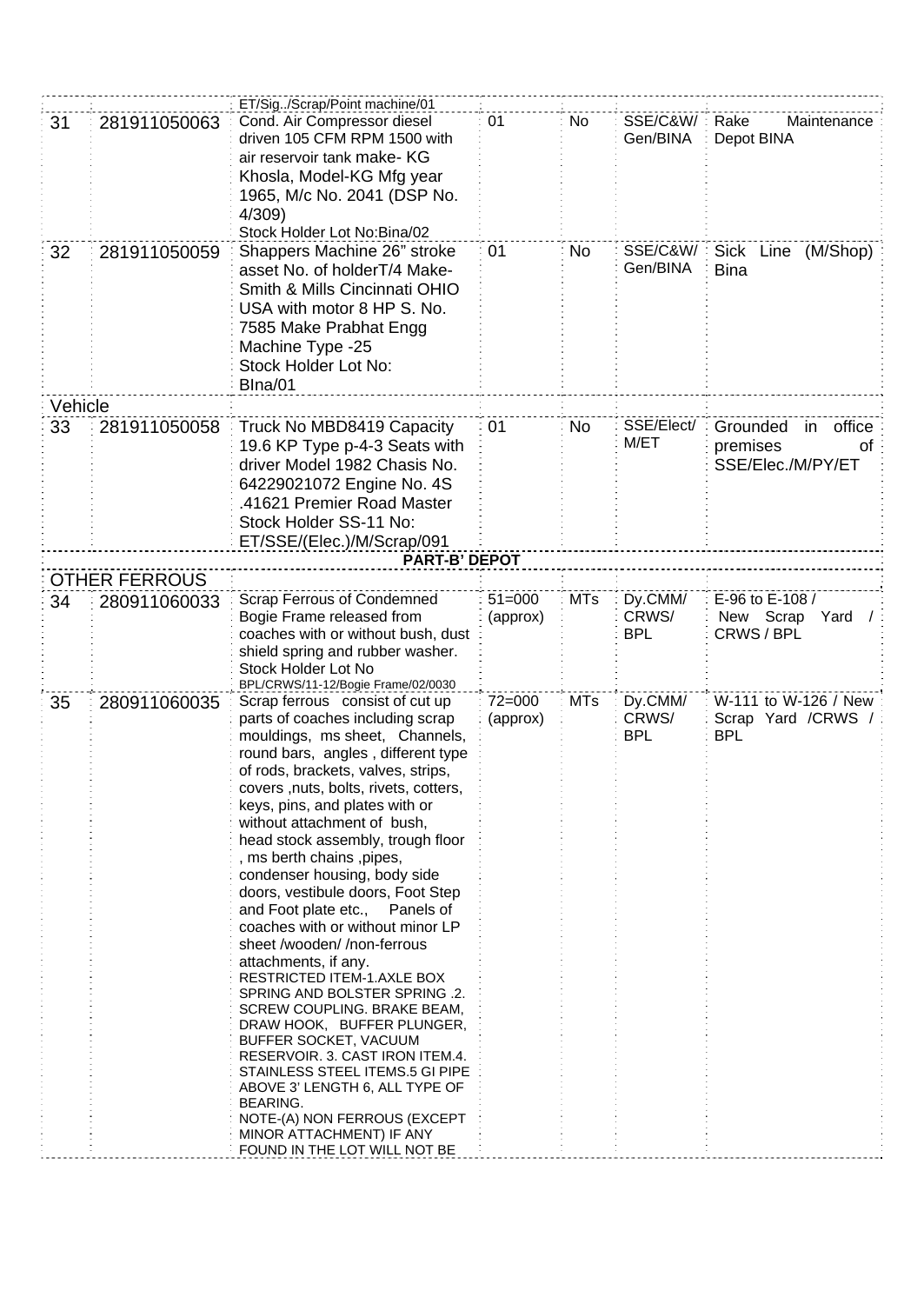| | | | | | | |
|---|---|---|---|---|---|---|
| | | ET/Sig../Scrap/Point machine/01 | | | | |
| 31 | 281911050063 | Cond. Air Compressor diesel driven 105 CFM RPM 1500 with air reservoir tank make- KG Khosla, Model-KG Mfg year 1965, M/c No. 2041 (DSP No. 4/309) Stock Holder Lot No:Bina/02 | 01 | No | SSE/C&W/ Gen/BINA | Rake Maintenance Depot BINA |
| 32 | 281911050059 | Shappers Machine 26" stroke asset No. of holderT/4 Make- Smith & Mills Cincinnati OHIO USA with motor 8 HP S. No. 7585 Make Prabhat Engg Machine Type -25 Stock Holder Lot No: BIna/01 | 01 | No | SSE/C&W/ Gen/BINA | Sick Line (M/Shop) Bina |
| Vehicle | | | | | | |
| 33 | 281911050058 | Truck No MBD8419 Capacity 19.6 KP Type p-4-3 Seats with driver Model 1982 Chasis No. 64229021072 Engine No. 4S .41621 Premier Road Master Stock Holder SS-11 No: ET/SSE/(Elec.)/M/Scrap/091 | 01 | No | SSE/Elect/ M/ET | Grounded in office premises of SSE/Elec./M/PY/ET |
| | | **PART-B' DEPOT** | | | | |
| OTHER FERROUS | | | | | | |
| 34 | 280911060033 | Scrap Ferrous of Condemned Bogie Frame released from coaches with or without bush, dust shield spring and rubber washer. Stock Holder Lot No BPL/CRWS/11-12/Bogie Frame/02/0030 | 51=000 (approx) | MTs | Dy.CMM/ CRWS/ BPL | E-96 to E-108 / New Scrap Yard / CRWS / BPL |
| 35 | 280911060035 | Scrap ferrous consist of cut up parts of coaches including scrap mouldings, ms sheet, Channels, round bars, angles , different type of rods, brackets, valves, strips, covers ,nuts, bolts, rivets, cotters, keys, pins, and plates with or without attachment of bush, head stock assembly, trough floor , ms berth chains ,pipes, condenser housing, body side doors, vestibule doors, Foot Step and Foot plate etc., Panels of coaches with or without minor LP sheet /wooden/ /non-ferrous attachments, if any. RESTRICTED ITEM-1.AXLE BOX SPRING AND BOLSTER SPRING .2. SCREW COUPLING. BRAKE BEAM, DRAW HOOK, BUFFER PLUNGER, BUFFER SOCKET, VACUUM RESERVOIR. 3. CAST IRON ITEM.4. STAINLESS STEEL ITEMS.5 GI PIPE ABOVE 3' LENGTH 6, ALL TYPE OF BEARING. NOTE-(A) NON FERROUS (EXCEPT MINOR ATTACHMENT) IF ANY FOUND IN THE LOT WILL NOT BE | 72=000 (approx) | MTs | Dy.CMM/ CRWS/ BPL | W-111 to W-126 / New Scrap Yard /CRWS / BPL |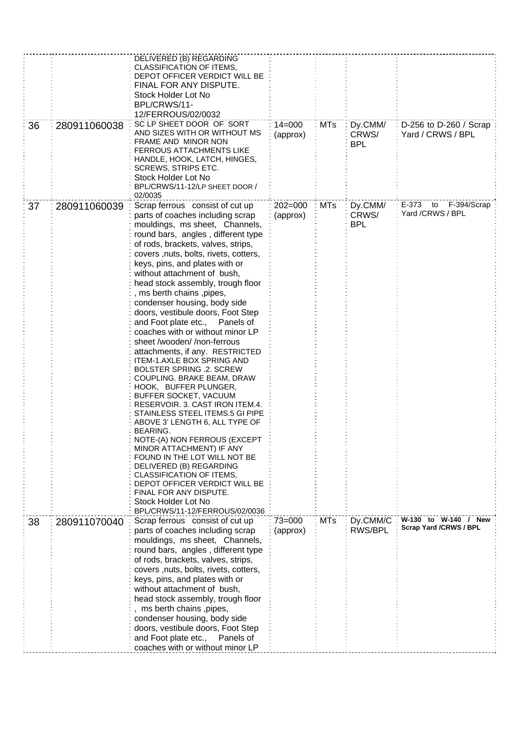| | | | | | | |
|---|---|---|---|---|---|---|
| | | DELIVERED (B) REGARDING CLASSIFICATION OF ITEMS, DEPOT OFFICER VERDICT WILL BE FINAL FOR ANY DISPUTE. Stock Holder Lot No BPL/CRWS/11-12/FERROUS/02/0032 | | | | |
| 36 | 280911060038 | SC LP SHEET DOOR OF SORT AND SIZES WITH OR WITHOUT MS FRAME AND MINOR NON FERROUS ATTACHMENTS LIKE HANDLE, HOOK, LATCH, HINGES, SCREWS, STRIPS ETC. Stock Holder Lot No BPL/CRWS/11-12/LP SHEET DOOR / 02/0035 | 14=000 (approx) | MTs | Dy.CMM/ CRWS/ BPL | D-256 to D-260 / Scrap Yard / CRWS / BPL |
| 37 | 280911060039 | Scrap ferrous consist of cut up parts of coaches including scrap mouldings, ms sheet, Channels, round bars, angles , different type of rods, brackets, valves, strips, covers ,nuts, bolts, rivets, cotters, keys, pins, and plates with or without attachment of bush, head stock assembly, trough floor , ms berth chains ,pipes, condenser housing, body side doors, vestibule doors, Foot Step and Foot plate etc., Panels of coaches with or without minor LP sheet /wooden/ /non-ferrous attachments, if any. RESTRICTED ITEM-1.AXLE BOX SPRING AND BOLSTER SPRING .2. SCREW COUPLING. BRAKE BEAM, DRAW HOOK, BUFFER PLUNGER, BUFFER SOCKET, VACUUM RESERVOIR. 3. CAST IRON ITEM.4. STAINLESS STEEL ITEMS.5 GI PIPE ABOVE 3' LENGTH 6, ALL TYPE OF BEARING. NOTE-(A) NON FERROUS (EXCEPT MINOR ATTACHMENT) IF ANY FOUND IN THE LOT WILL NOT BE DELIVERED (B) REGARDING CLASSIFICATION OF ITEMS, DEPOT OFFICER VERDICT WILL BE FINAL FOR ANY DISPUTE. Stock Holder Lot No BPL/CRWS/11-12/FERROUS/02/0036 | 202=000 (approx) | MTs | Dy.CMM/ CRWS/ BPL | E-373 to F-394/Scrap Yard /CRWS / BPL |
| 38 | 280911070040 | Scrap ferrous consist of cut up parts of coaches including scrap mouldings, ms sheet, Channels, round bars, angles , different type of rods, brackets, valves, strips, covers ,nuts, bolts, rivets, cotters, keys, pins, and plates with or without attachment of bush, head stock assembly, trough floor , ms berth chains ,pipes, condenser housing, body side doors, vestibule doors, Foot Step and Foot plate etc., Panels of coaches with or without minor LP | 73=000 (approx) | MTs | Dy.CMM/CRWS/BPL | **W-130 to W-140 / New Scrap Yard /CRWS / BPL** |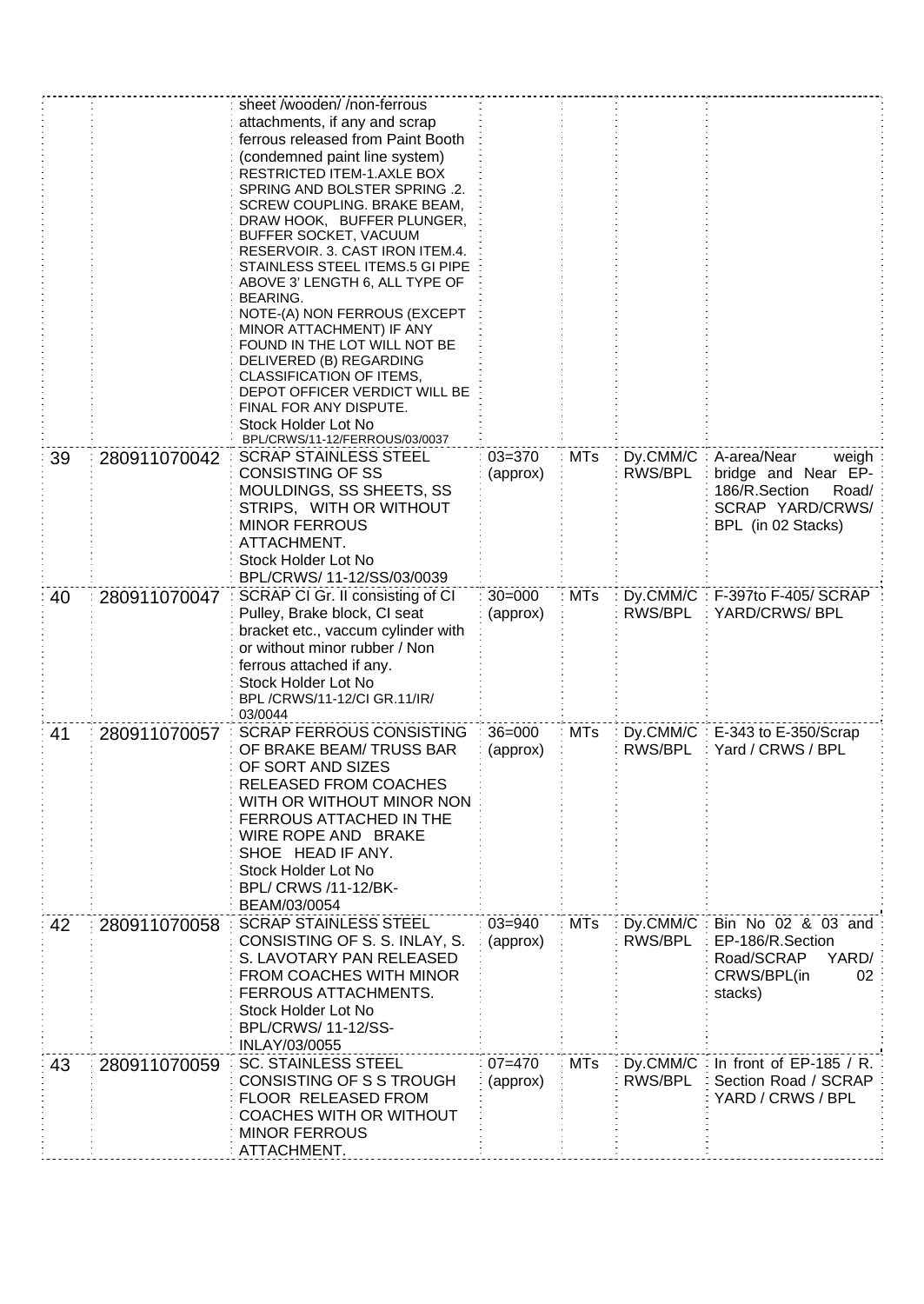|  |  |  |  |  |  |  |
|---|---|---|---|---|---|---|
|  |  | sheet /wooden/ /non-ferrous attachments, if any and scrap ferrous released from Paint Booth (condemned paint line system) RESTRICTED ITEM-1.AXLE BOX SPRING AND BOLSTER SPRING .2. SCREW COUPLING. BRAKE BEAM, DRAW HOOK, BUFFER PLUNGER, BUFFER SOCKET, VACUUM RESERVOIR. 3. CAST IRON ITEM.4. STAINLESS STEEL ITEMS.5 GI PIPE ABOVE 3' LENGTH 6, ALL TYPE OF BEARING. NOTE-(A) NON FERROUS (EXCEPT MINOR ATTACHMENT) IF ANY FOUND IN THE LOT WILL NOT BE DELIVERED (B) REGARDING CLASSIFICATION OF ITEMS, DEPOT OFFICER VERDICT WILL BE FINAL FOR ANY DISPUTE. Stock Holder Lot No BPL/CRWS/11-12/FERROUS/03/0037 |  |  |  |  |
| 39 | 280911070042 | SCRAP STAINLESS STEEL CONSISTING OF SS MOULDINGS, SS SHEETS, SS STRIPS, WITH OR WITHOUT MINOR FERROUS ATTACHMENT. Stock Holder Lot No BPL/CRWS/ 11-12/SS/03/0039 | 03=370 (approx) | MTs | Dy.CMM/C RWS/BPL | A-area/Near weigh bridge and Near EP-186/R.Section Road/ SCRAP YARD/CRWS/ BPL (in 02 Stacks) |
| 40 | 280911070047 | SCRAP CI Gr. II consisting of CI Pulley, Brake block, CI seat bracket etc., vaccum cylinder with or without minor rubber / Non ferrous attached if any. Stock Holder Lot No BPL /CRWS/11-12/CI GR.11/IR/ 03/0044 | 30=000 (approx) | MTs | Dy.CMM/C RWS/BPL | F-397to F-405/ SCRAP YARD/CRWS/ BPL |
| 41 | 280911070057 | SCRAP FERROUS CONSISTING OF BRAKE BEAM/ TRUSS BAR OF SORT AND SIZES RELEASED FROM COACHES WITH OR WITHOUT MINOR NON FERROUS ATTACHED IN THE WIRE ROPE AND BRAKE SHOE HEAD IF ANY. Stock Holder Lot No BPL/ CRWS /11-12/BK-BEAM/03/0054 | 36=000 (approx) | MTs | Dy.CMM/C RWS/BPL | E-343 to E-350/Scrap Yard / CRWS / BPL |
| 42 | 280911070058 | SCRAP STAINLESS STEEL CONSISTING OF S. S. INLAY, S. S. LAVOTARY PAN RELEASED FROM COACHES WITH MINOR FERROUS ATTACHMENTS. Stock Holder Lot No BPL/CRWS/ 11-12/SS-INLAY/03/0055 | 03=940 (approx) | MTs | Dy.CMM/C RWS/BPL | Bin No 02 & 03 and EP-186/R.Section Road/SCRAP YARD/ CRWS/BPL(in 02 stacks) |
| 43 | 280911070059 | SC. STAINLESS STEEL CONSISTING OF S S TROUGH FLOOR RELEASED FROM COACHES WITH OR WITHOUT MINOR FERROUS ATTACHMENT. | 07=470 (approx) | MTs | Dy.CMM/C RWS/BPL | In front of EP-185 / R. Section Road / SCRAP YARD / CRWS / BPL |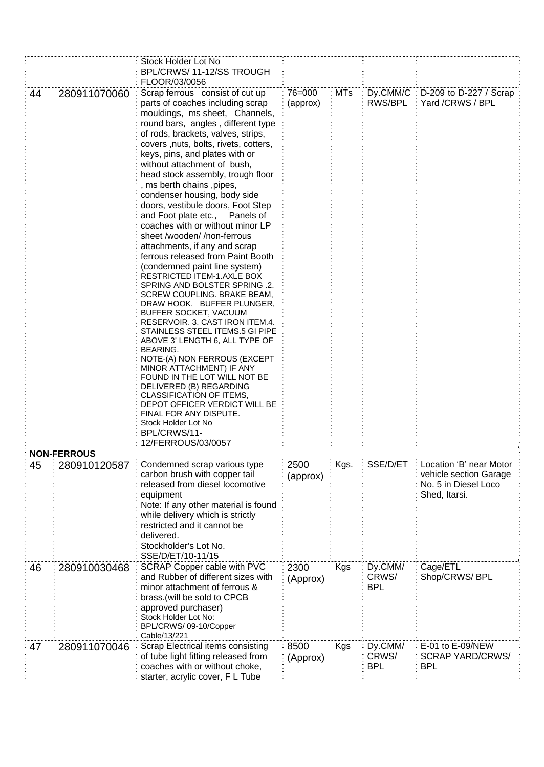| | | | | | | |
|---|---|---|---|---|---|---|
| | | Stock Holder Lot No BPL/CRWS/ 11-12/SS TROUGH FLOOR/03/0056 | | | | |
| 44 | 280911070060 | Scrap ferrous consist of cut up parts of coaches including scrap mouldings, ms sheet, Channels, round bars, angles , different type of rods, brackets, valves, strips, covers ,nuts, bolts, rivets, cotters, keys, pins, and plates with or without attachment of bush, head stock assembly, trough floor , ms berth chains ,pipes, condenser housing, body side doors, vestibule doors, Foot Step and Foot plate etc., Panels of coaches with or without minor LP sheet /wooden/ /non-ferrous attachments, if any and scrap ferrous released from Paint Booth (condemned paint line system) RESTRICTED ITEM-1.AXLE BOX SPRING AND BOLSTER SPRING .2. SCREW COUPLING. BRAKE BEAM, DRAW HOOK, BUFFER PLUNGER, BUFFER SOCKET, VACUUM RESERVOIR. 3. CAST IRON ITEM.4. STAINLESS STEEL ITEMS.5 GI PIPE ABOVE 3' LENGTH 6, ALL TYPE OF BEARING. NOTE-(A) NON FERROUS (EXCEPT MINOR ATTACHMENT) IF ANY FOUND IN THE LOT WILL NOT BE DELIVERED (B) REGARDING CLASSIFICATION OF ITEMS, DEPOT OFFICER VERDICT WILL BE FINAL FOR ANY DISPUTE. Stock Holder Lot No BPL/CRWS/11-12/FERROUS/03/0057 | 76=000 (approx) | MTs | Dy.CMM/CRWS/BPL | D-209 to D-227 / Scrap Yard /CRWS / BPL |
| **NON-FERROUS** | | | | | | |
| 45 | 280910120587 | Condemned scrap various type carbon brush with copper tail released from diesel locomotive equipment Note: If any other material is found while delivery which is strictly restricted and it cannot be delivered. Stockholder's Lot No. SSE/D/ET/10-11/15 | 2500 (approx) | Kgs. | SSE/D/ET | Location 'B' near Motor vehicle section Garage No. 5 in Diesel Loco Shed, Itarsi. |
| 46 | 280910030468 | SCRAP Copper cable with PVC and Rubber of different sizes with minor attachment of ferrous & brass.(will be sold to CPCB approved purchaser) Stock Holder Lot No: BPL/CRWS/ 09-10/Copper Cable/13/221 | 2300 (Approx) | Kgs | Dy.CMM/ CRWS/ BPL | Cage/ETL Shop/CRWS/ BPL |
| 47 | 280911070046 | Scrap Electrical items consisting of tube light fitting released from coaches with or without choke, starter, acrylic cover, F L Tube | 8500 (Approx) | Kgs | Dy.CMM/ CRWS/ BPL | E-01 to E-09/NEW SCRAP YARD/CRWS/ BPL |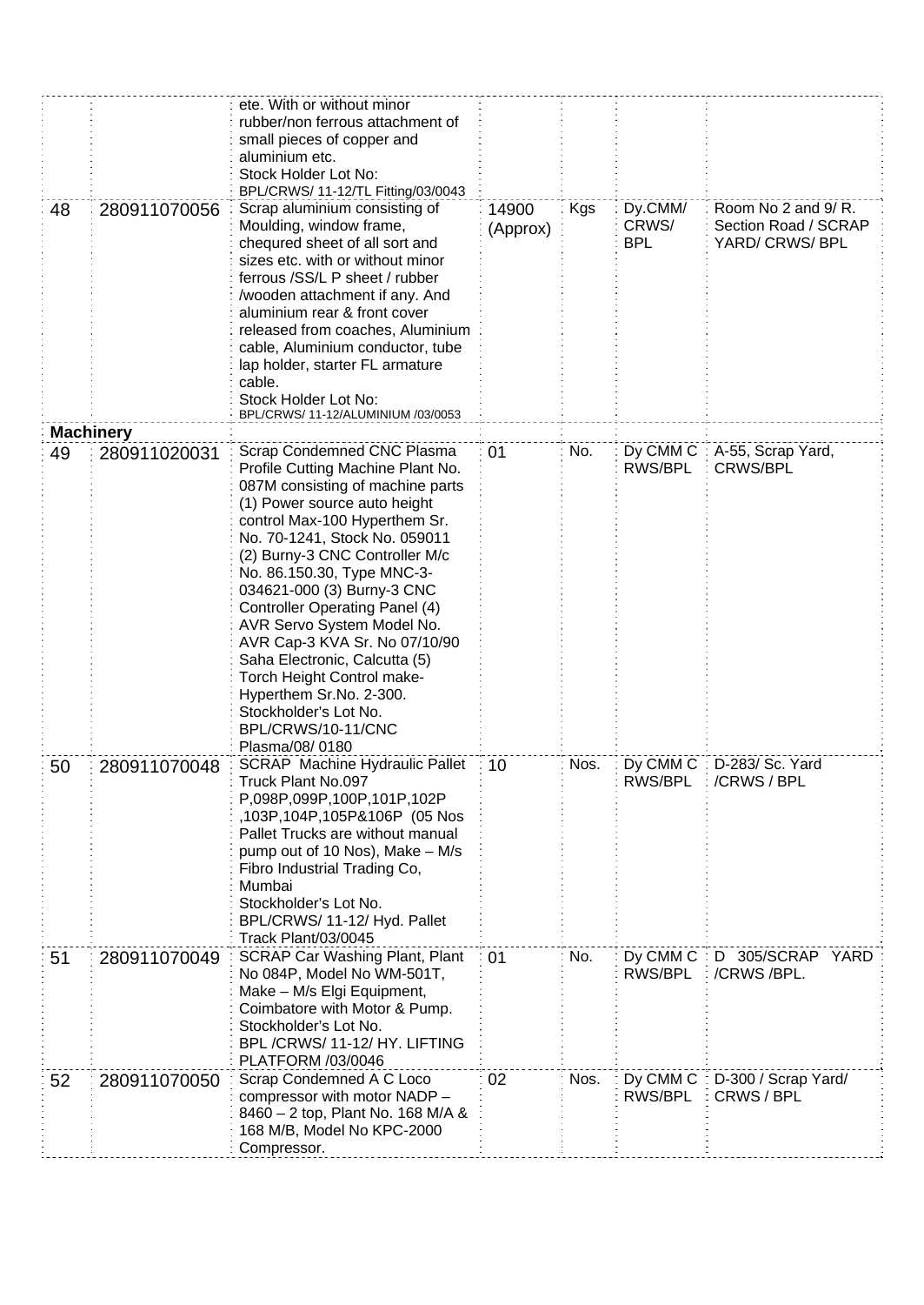| | | | | | | |
|---|---|---|---|---|---|---|
| | | ete. With or without minor rubber/non ferrous attachment of small pieces of copper and aluminium etc. Stock Holder Lot No: BPL/CRWS/ 11-12/TL Fitting/03/0043 | | | | |
| 48 | 280911070056 | Scrap aluminium consisting of Moulding, window frame, chequred sheet of all sort and sizes etc. with or without minor ferrous /SS/L P sheet / rubber /wooden attachment if any. And aluminium rear & front cover released from coaches, Aluminium cable, Aluminium conductor, tube lap holder, starter FL armature cable. Stock Holder Lot No: BPL/CRWS/ 11-12/ALUMINIUM /03/0053 | 14900 (Approx) | Kgs | Dy.CMM/ CRWS/ BPL | Room No 2 and 9/ R. Section Road / SCRAP YARD/ CRWS/ BPL |
| **Machinery** | | | | | | |
| 49 | 280911020031 | Scrap Condemned CNC Plasma Profile Cutting Machine Plant No. 087M consisting of machine parts (1) Power source auto height control Max-100 Hyperthem Sr. No. 70-1241, Stock No. 059011 (2) Burny-3 CNC Controller M/c No. 86.150.30, Type MNC-3-034621-000 (3) Burny-3 CNC Controller Operating Panel (4) AVR Servo System Model No. AVR Cap-3 KVA Sr. No 07/10/90 Saha Electronic, Calcutta (5) Torch Height Control make-Hyperthem Sr.No. 2-300. Stockholder's Lot No. BPL/CRWS/10-11/CNC Plasma/08/ 0180 | 01 | No. | Dy CMM C RWS/BPL | A-55, Scrap Yard, CRWS/BPL |
| 50 | 280911070048 | SCRAP Machine Hydraulic Pallet Truck Plant No.097 P,098P,099P,100P,101P,102P ,103P,104P,105P&106P (05 Nos Pallet Trucks are without manual pump out of 10 Nos), Make – M/s Fibro Industrial Trading Co, Mumbai Stockholder's Lot No. BPL/CRWS/ 11-12/ Hyd. Pallet Track Plant/03/0045 | 10 | Nos. | Dy CMM C RWS/BPL | D-283/ Sc. Yard /CRWS / BPL |
| 51 | 280911070049 | SCRAP Car Washing Plant, Plant No 084P, Model No WM-501T, Make – M/s Elgi Equipment, Coimbatore with Motor & Pump. Stockholder's Lot No. BPL /CRWS/ 11-12/ HY. LIFTING PLATFORM /03/0046 | 01 | No. | Dy CMM C RWS/BPL | D 305/SCRAP YARD /CRWS /BPL. |
| 52 | 280911070050 | Scrap Condemned A C Loco compressor with motor NADP – 8460 – 2 top, Plant No. 168 M/A & 168 M/B, Model No KPC-2000 Compressor. | 02 | Nos. | Dy CMM C RWS/BPL | D-300 / Scrap Yard/ CRWS / BPL |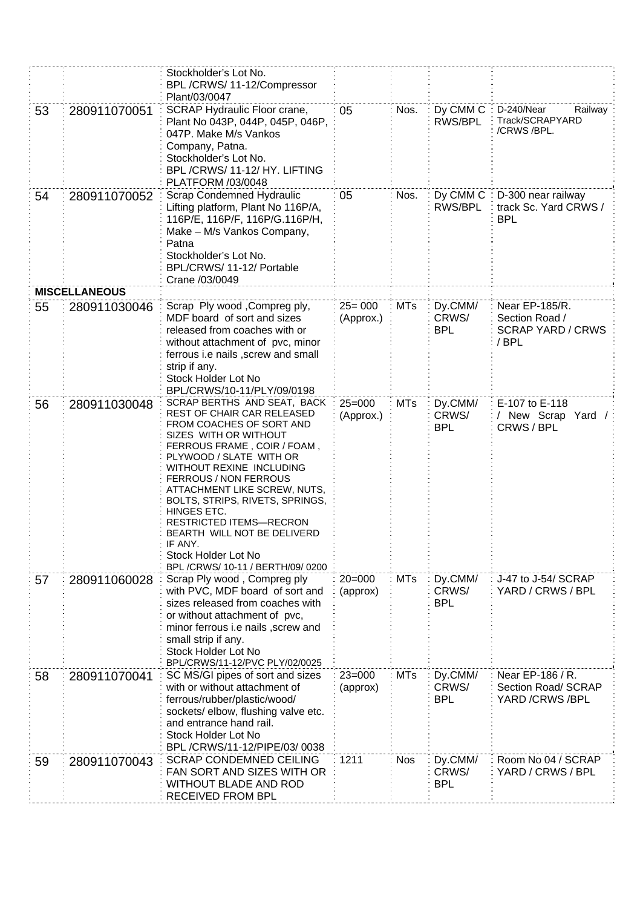| | | | | | | |
|---|---|---|---|---|---|---|
| | | Stockholder's Lot No. BPL /CRWS/ 11-12/Compressor Plant/03/0047 | | | | |
| 53 | 280911070051 | SCRAP Hydraulic Floor crane, Plant No 043P, 044P, 045P, 046P, 047P. Make M/s Vankos Company, Patna. Stockholder's Lot No. BPL /CRWS/ 11-12/ HY. LIFTING PLATFORM /03/0048 | 05 | Nos. | Dy CMM C RWS/BPL | D-240/Near Railway Track/SCRAPYARD /CRWS /BPL. |
| 54 | 280911070052 | Scrap Condemned Hydraulic Lifting platform, Plant No 116P/A, 116P/E, 116P/F, 116P/G.116P/H, Make – M/s Vankos Company, Patna Stockholder's Lot No. BPL/CRWS/ 11-12/ Portable Crane /03/0049 | 05 | Nos. | Dy CMM C RWS/BPL | D-300 near railway track Sc. Yard CRWS / BPL |
| **MISCELLANEOUS** | | | | | | |
| 55 | 280911030046 | Scrap Ply wood ,Compreg ply, MDF board of sort and sizes released from coaches with or without attachment of pvc, minor ferrous i.e nails ,screw and small strip if any. Stock Holder Lot No BPL/CRWS/10-11/PLY/09/0198 | 25= 000 (Approx.) | MTs | Dy.CMM/ CRWS/ BPL | Near EP-185/R. Section Road / SCRAP YARD / CRWS / BPL |
| 56 | 280911030048 | SCRAP BERTHS AND SEAT, BACK REST OF CHAIR CAR RELEASED FROM COACHES OF SORT AND SIZES WITH OR WITHOUT FERROUS FRAME , COIR / FOAM , PLYWOOD / SLATE WITH OR WITHOUT REXINE INCLUDING FERROUS / NON FERROUS ATTACHMENT LIKE SCREW, NUTS, BOLTS, STRIPS, RIVETS, SPRINGS, HINGES ETC. RESTRICTED ITEMS—RECRON BEARTH WILL NOT BE DELIVERD IF ANY. Stock Holder Lot No BPL /CRWS/ 10-11 / BERTH/09/ 0200 | 25=000 (Approx.) | MTs | Dy.CMM/ CRWS/ BPL | E-107 to E-118 / New Scrap Yard / CRWS / BPL |
| 57 | 280911060028 | Scrap Ply wood , Compreg ply with PVC, MDF board of sort and sizes released from coaches with or without attachment of pvc, minor ferrous i.e nails ,screw and small strip if any. Stock Holder Lot No BPL/CRWS/11-12/PVC PLY/02/0025 | 20=000 (approx) | MTs | Dy.CMM/ CRWS/ BPL | J-47 to J-54/ SCRAP YARD / CRWS / BPL |
| 58 | 280911070041 | SC MS/GI pipes of sort and sizes with or without attachment of ferrous/rubber/plastic/wood/ sockets/ elbow, flushing valve etc. and entrance hand rail. Stock Holder Lot No BPL /CRWS/11-12/PIPE/03/ 0038 | 23=000 (approx) | MTs | Dy.CMM/ CRWS/ BPL | Near EP-186 / R. Section Road/ SCRAP YARD /CRWS /BPL |
| 59 | 280911070043 | SCRAP CONDEMNED CEILING FAN SORT AND SIZES WITH OR WITHOUT BLADE AND ROD RECEIVED FROM BPL | 1211 | Nos | Dy.CMM/ CRWS/ BPL | Room No 04 / SCRAP YARD / CRWS / BPL |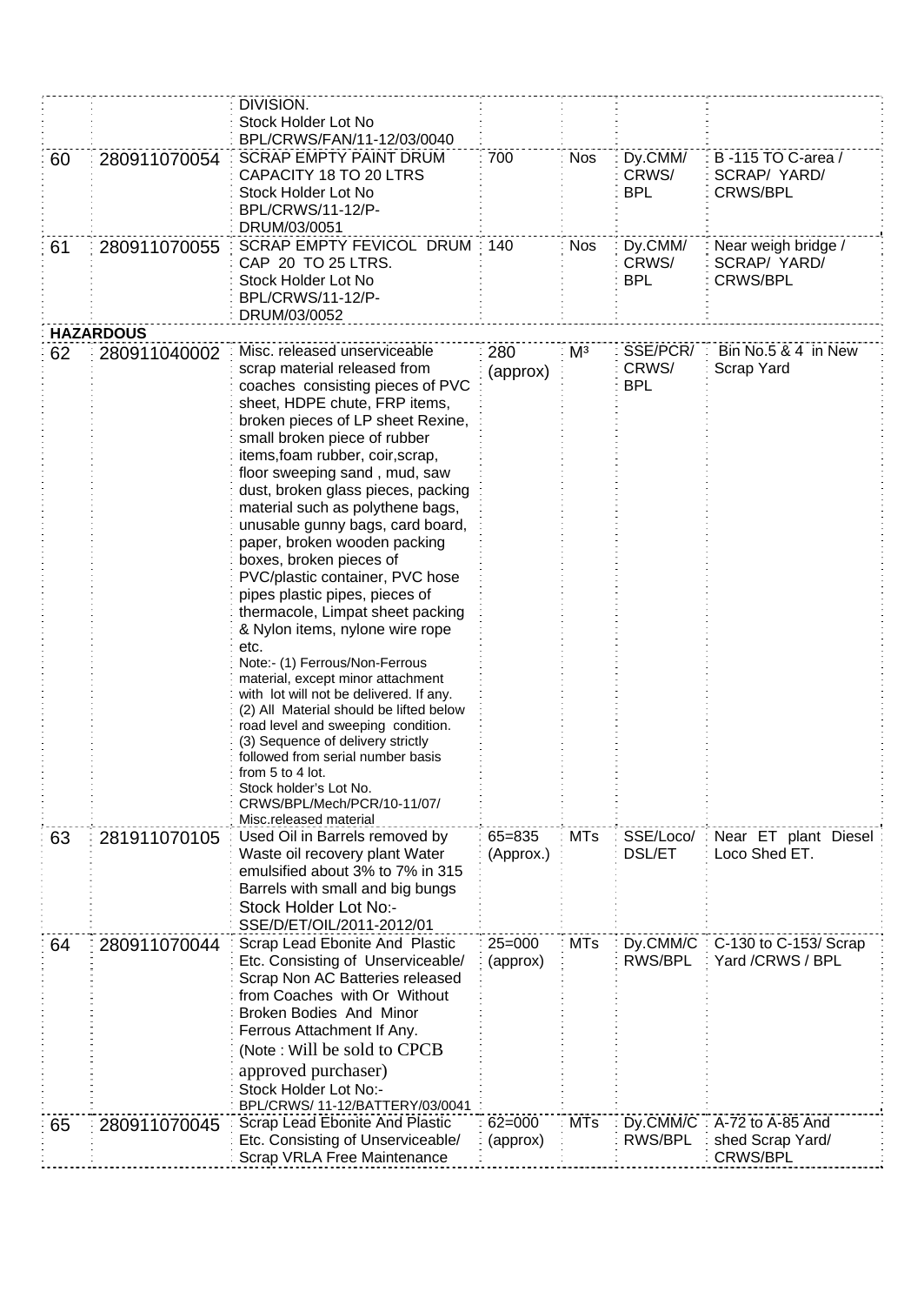| | | | | | | |
|---|---|---|---|---|---|---|
| | | DIVISION. Stock Holder Lot No BPL/CRWS/FAN/11-12/03/0040 | | | | |
| 60 | 280911070054 | SCRAP EMPTY PAINT DRUM CAPACITY 18 TO 20 LTRS Stock Holder Lot No BPL/CRWS/11-12/P-DRUM/03/0051 | 700 | Nos | Dy.CMM/ CRWS/ BPL | B -115 TO C-area / SCRAP/ YARD/ CRWS/BPL |
| 61 | 280911070055 | SCRAP EMPTY FEVICOL DRUM CAP 20 TO 25 LTRS. Stock Holder Lot No BPL/CRWS/11-12/P-DRUM/03/0052 | 140 | Nos | Dy.CMM/ CRWS/ BPL | Near weigh bridge / SCRAP/ YARD/ CRWS/BPL |
| **HAZARDOUS** | | | | | | |
| 62 | 280911040002 | Misc. released unserviceable scrap material released from coaches consisting pieces of PVC sheet, HDPE chute, FRP items, broken pieces of LP sheet Rexine, small broken piece of rubber items,foam rubber, coir,scrap, floor sweeping sand , mud, saw dust, broken glass pieces, packing material such as polythene bags, unusable gunny bags, card board, paper, broken wooden packing boxes, broken pieces of PVC/plastic container, PVC hose pipes plastic pipes, pieces of thermacole, Limpat sheet packing & Nylon items, nylone wire rope etc. Note:- (1) Ferrous/Non-Ferrous material, except minor attachment with lot will not be delivered. If any. (2) All Material should be lifted below road level and sweeping condition. (3) Sequence of delivery strictly followed from serial number basis from 5 to 4 lot. Stock holder's Lot No. CRWS/BPL/Mech/PCR/10-11/07/ Misc.released material | 280 (approx) | M³ | SSE/PCR/ CRWS/ BPL | Bin No.5 & 4 in New Scrap Yard |
| 63 | 281911070105 | Used Oil in Barrels removed by Waste oil recovery plant Water emulsified about 3% to 7% in 315 Barrels with small and big bungs Stock Holder Lot No:- SSE/D/ET/OIL/2011-2012/01 | 65=835 (Approx.) | MTs | SSE/Loco/ DSL/ET | Near ET plant Diesel Loco Shed ET. |
| 64 | 280911070044 | Scrap Lead Ebonite And Plastic Etc. Consisting of Unserviceable/ Scrap Non AC Batteries released from Coaches with Or Without Broken Bodies And Minor Ferrous Attachment If Any. (Note : Will be sold to CPCB approved purchaser) Stock Holder Lot No:- BPL/CRWS/ 11-12/BATTERY/03/0041 | 25=000 (approx) | MTs | Dy.CMM/C RWS/BPL | C-130 to C-153/ Scrap Yard /CRWS / BPL |
| 65 | 280911070045 | Scrap Lead Ebonite And Plastic Etc. Consisting of Unserviceable/ Scrap VRLA Free Maintenance | 62=000 (approx) | MTs | Dy.CMM/C RWS/BPL | A-72 to A-85 And shed Scrap Yard/ CRWS/BPL |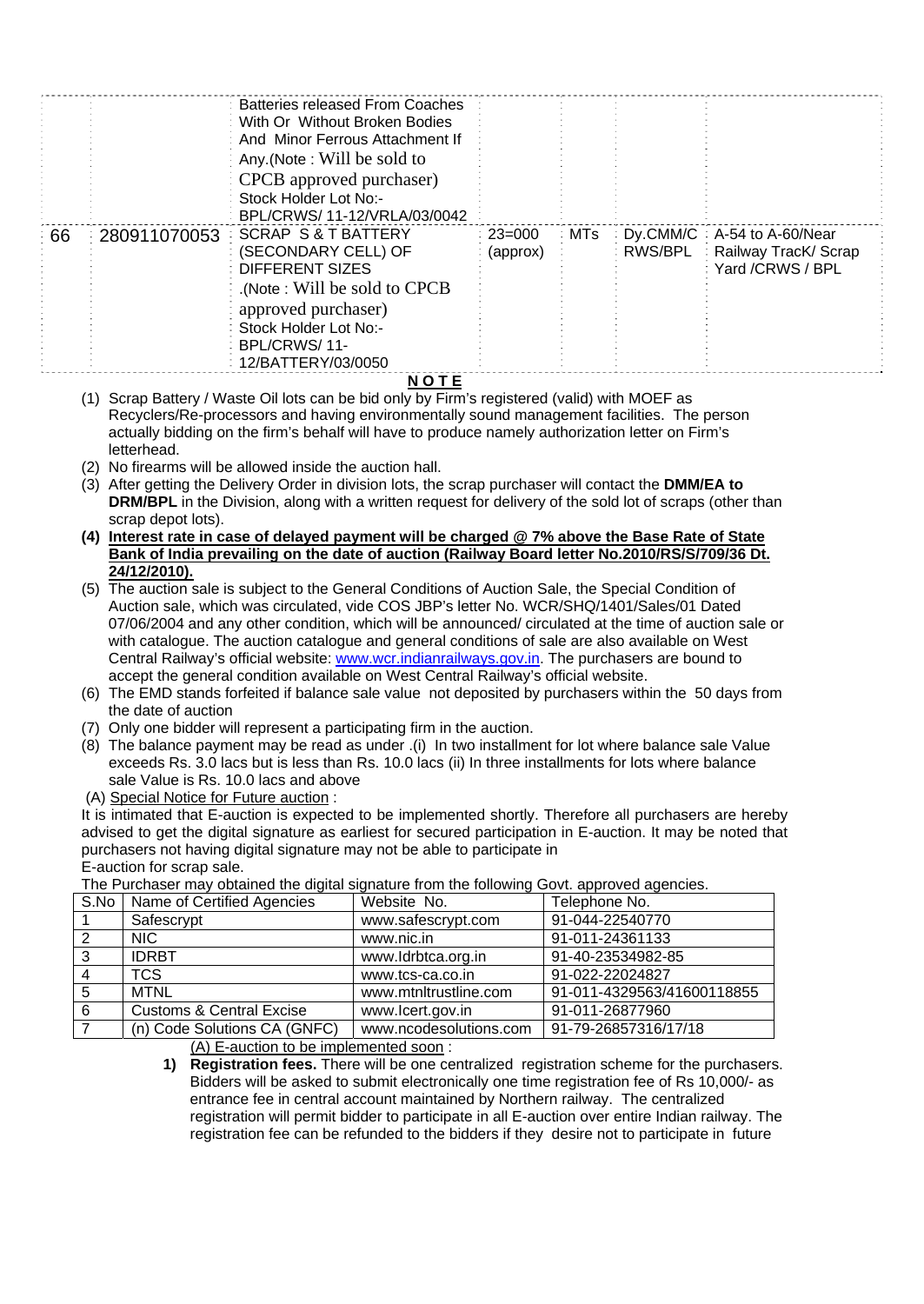| | | | | | | |
|---|---|---|---|---|---|---|
| | | Batteries released From Coaches With Or Without Broken Bodies And Minor Ferrous Attachment If Any.(Note : Will be sold to CPCB approved purchaser) Stock Holder Lot No:- BPL/CRWS/ 11-12/VRLA/03/0042 | | | | |
| 66 | 280911070053 | SCRAP S & T BATTERY (SECONDARY CELL) OF DIFFERENT SIZES .(Note : Will be sold to CPCB approved purchaser) Stock Holder Lot No:- BPL/CRWS/ 11-12/BATTERY/03/0050 | 23=000 (approx) | MTs | Dy.CMM/C RWS/BPL | A-54 to A-60/Near Railway TracK/ Scrap Yard /CRWS / BPL |

**N O T E**

(1) Scrap Battery / Waste Oil lots can be bid only by Firm's registered (valid) with MOEF as Recyclers/Re-processors and having environmentally sound management facilities. The person actually bidding on the firm's behalf will have to produce namely authorization letter on Firm's letterhead.

(2) No firearms will be allowed inside the auction hall.

(3) After getting the Delivery Order in division lots, the scrap purchaser will contact the **DMM/EA to DRM/BPL** in the Division, along with a written request for delivery of the sold lot of scraps (other than scrap depot lots).

**(4) Interest rate in case of delayed payment will be charged @ 7% above the Base Rate of State Bank of India prevailing on the date of auction (Railway Board letter No.2010/RS/S/709/36 Dt. 24/12/2010).**

(5) The auction sale is subject to the General Conditions of Auction Sale, the Special Condition of Auction sale, which was circulated, vide COS JBP's letter No. WCR/SHQ/1401/Sales/01 Dated 07/06/2004 and any other condition, which will be announced/ circulated at the time of auction sale or with catalogue. The auction catalogue and general conditions of sale are also available on West Central Railway's official website: www.wcr.indianrailways.gov.in. The purchasers are bound to accept the general condition available on West Central Railway's official website.

(6) The EMD stands forfeited if balance sale value not deposited by purchasers within the 50 days from the date of auction

(7) Only one bidder will represent a participating firm in the auction.

(8) The balance payment may be read as under .(i) In two installment for lot where balance sale Value exceeds Rs. 3.0 lacs but is less than Rs. 10.0 lacs (ii) In three installments for lots where balance sale Value is Rs. 10.0 lacs and above

(A) Special Notice for Future auction :

It is intimated that E-auction is expected to be implemented shortly. Therefore all purchasers are hereby advised to get the digital signature as earliest for secured participation in E-auction. It may be noted that purchasers not having digital signature may not be able to participate in E-auction for scrap sale.

The Purchaser may obtained the digital signature from the following Govt. approved agencies.

| S.No | Name of Certified Agencies | Website No. | Telephone No. |
|---|---|---|---|
| 1 | Safescrypt | www.safescrypt.com | 91-044-22540770 |
| 2 | NIC | www.nic.in | 91-011-24361133 |
| 3 | IDRBT | www.Idrbtca.org.in | 91-40-23534982-85 |
| 4 | TCS | www.tcs-ca.co.in | 91-022-22024827 |
| 5 | MTNL | www.mtnltrustline.com | 91-011-4329563/41600118855 |
| 6 | Customs & Central Excise | www.Icert.gov.in | 91-011-26877960 |
| 7 | (n) Code Solutions CA (GNFC) | www.ncodesolutions.com | 91-79-26857316/17/18 |

(A) E-auction to be implemented soon :

1) **Registration fees.** There will be one centralized registration scheme for the purchasers. Bidders will be asked to submit electronically one time registration fee of Rs 10,000/- as entrance fee in central account maintained by Northern railway. The centralized registration will permit bidder to participate in all E-auction over entire Indian railway. The registration fee can be refunded to the bidders if they desire not to participate in future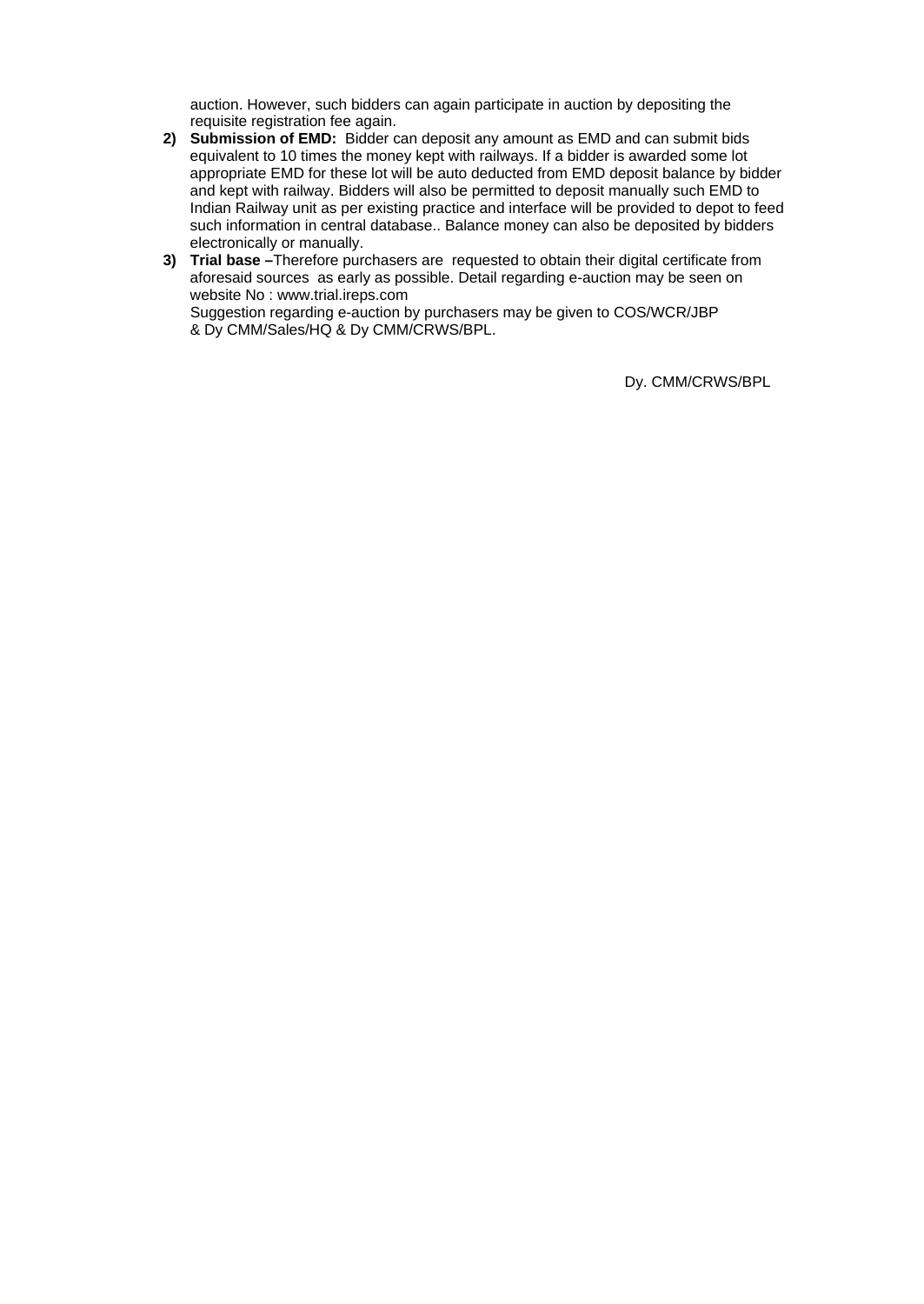auction. However, such bidders can again participate in auction by depositing the requisite registration fee again.

2) **Submission of EMD:** Bidder can deposit any amount as EMD and can submit bids equivalent to 10 times the money kept with railways. If a bidder is awarded some lot appropriate EMD for these lot will be auto deducted from EMD deposit balance by bidder and kept with railway. Bidders will also be permitted to deposit manually such EMD to Indian Railway unit as per existing practice and interface will be provided to depot to feed such information in central database.. Balance money can also be deposited by bidders electronically or manually.

3) **Trial base –**Therefore purchasers are requested to obtain their digital certificate from aforesaid sources as early as possible. Detail regarding e-auction may be seen on website No : www.trial.ireps.com
   Suggestion regarding e-auction by purchasers may be given to COS/WCR/JBP & Dy CMM/Sales/HQ & Dy CMM/CRWS/BPL.

Dy. CMM/CRWS/BPL